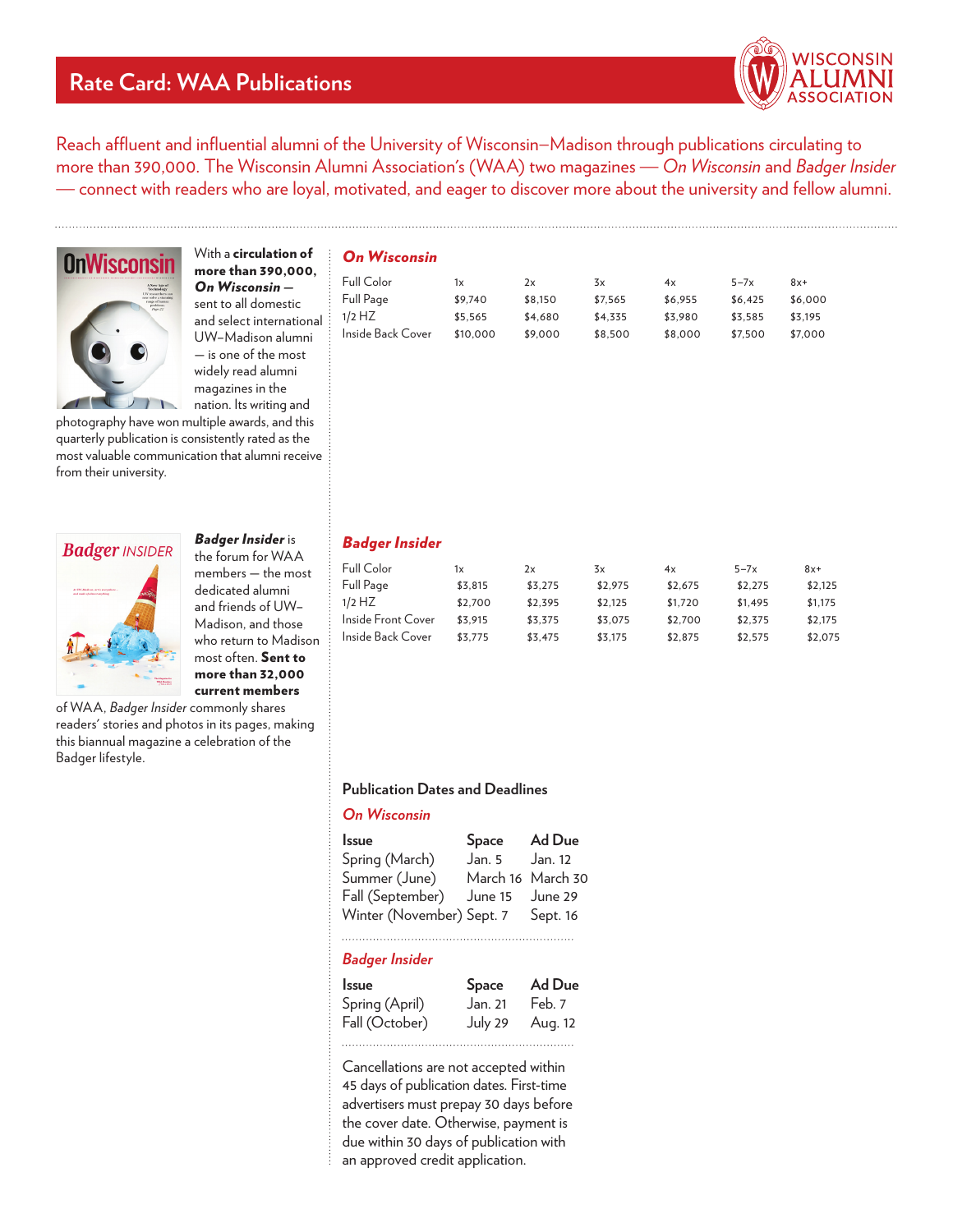# Rate Card: WAA Publications

WISCONSIN ALUMNI ASSOCIATION

Reach affluent and influential alumni of the University of Wisconsin–Madison through publications circulating to more than 390,000. The Wisconsin Alumni Association's (WAA) two magazines — *On Wisconsin* and *Badger Insider* — connect with readers who are loyal, motivated, and eager to discover more about the university and fellow alumni.

With a **circulation of more than 390,000, *On Wisconsin*** — sent to all domestic and select international UW–Madison alumni — is one of the most widely read alumni magazines in the nation. Its writing and photography have won multiple awards, and this quarterly publication is consistently rated as the most valuable communication that alumni receive from their university.

## *On Wisconsin*

| Full Color | 1x | 2x | 3x | 4x | 5–7x | 8x+ |
|---|---|---|---|---|---|---|
| Full Page | $9,740 | $8,150 | $7,565 | $6,955 | $6,425 | $6,000 |
| 1/2 HZ | $5,565 | $4,680 | $4,335 | $3,980 | $3,585 | $3,195 |
| Inside Back Cover | $10,000 | $9,000 | $8,500 | $8,000 | $7,500 | $7,000 |

***Badger Insider*** is the forum for WAA members — the most dedicated alumni and friends of UW–Madison, and those who return to Madison most often. **Sent to more than 32,000 current members** of WAA, *Badger Insider* commonly shares readers' stories and photos in its pages, making this biannual magazine a celebration of the Badger lifestyle.

## *Badger Insider*

| Full Color | 1x | 2x | 3x | 4x | 5–7x | 8x+ |
|---|---|---|---|---|---|---|
| Full Page | $3,815 | $3,275 | $2,975 | $2,675 | $2,275 | $2,125 |
| 1/2 HZ | $2,700 | $2,395 | $2,125 | $1,720 | $1,495 | $1,175 |
| Inside Front Cover | $3,915 | $3,375 | $3,075 | $2,700 | $2,375 | $2,175 |
| Inside Back Cover | $3,775 | $3,475 | $3,175 | $2,875 | $2,575 | $2,075 |

## Publication Dates and Deadlines

### *On Wisconsin*

| Issue | Space | Ad Due |
|---|---|---|
| Spring (March) | Jan. 5 | Jan. 12 |
| Summer (June) | March 16 | March 30 |
| Fall (September) | June 15 | June 29 |
| Winter (November) | Sept. 7 | Sept. 16 |

### *Badger Insider*

| Issue | Space | Ad Due |
|---|---|---|
| Spring (April) | Jan. 21 | Feb. 7 |
| Fall (October) | July 29 | Aug. 12 |

Cancellations are not accepted within 45 days of publication dates. First-time advertisers must prepay 30 days before the cover date. Otherwise, payment is due within 30 days of publication with an approved credit application.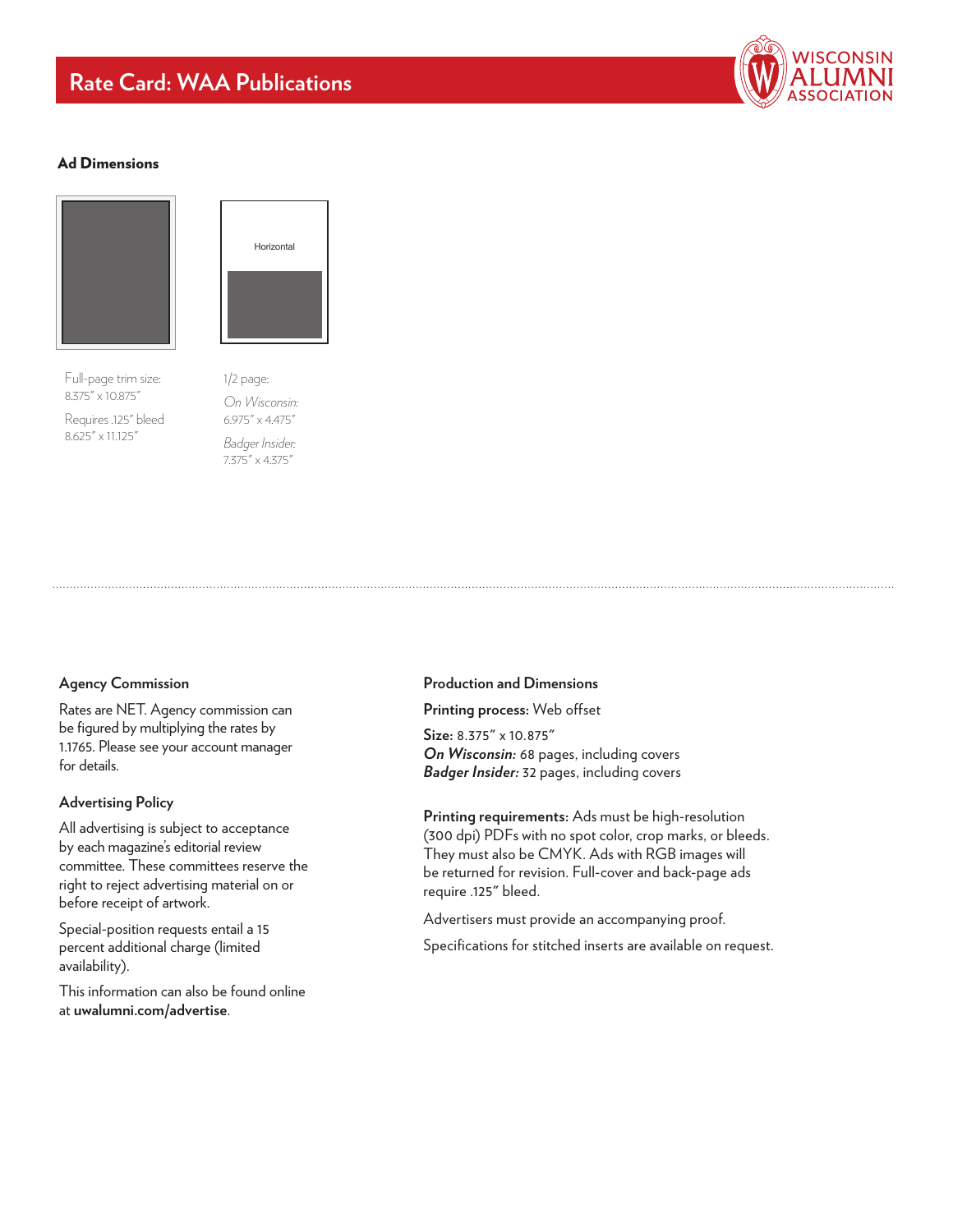# Rate Card: WAA Publications

## Ad Dimensions

Horizontal

Full-page trim size:
8.375″ x 10.875″

Requires .125″ bleed
8.625″ x 11.125″

1/2 page:

*On Wisconsin:*
6.975″ x 4.475″

*Badger Insider:*
7.375″ x 4.375″

### Agency Commission

Rates are NET. Agency commission can be figured by multiplying the rates by 1.1765. Please see your account manager for details.

### Advertising Policy

All advertising is subject to acceptance by each magazine's editorial review committee. These committees reserve the right to reject advertising material on or before receipt of artwork.

Special-position requests entail a 15 percent additional charge (limited availability).

This information can also be found online at **uwalumni.com/advertise**.

### Production and Dimensions

**Printing process:** Web offset

**Size:** 8.375″ x 10.875″
***On Wisconsin:*** 68 pages, including covers
***Badger Insider:*** 32 pages, including covers

**Printing requirements:** Ads must be high-resolution (300 dpi) PDFs with no spot color, crop marks, or bleeds. They must also be CMYK. Ads with RGB images will be returned for revision. Full-cover and back-page ads require .125″ bleed.

Advertisers must provide an accompanying proof.

Specifications for stitched inserts are available on request.